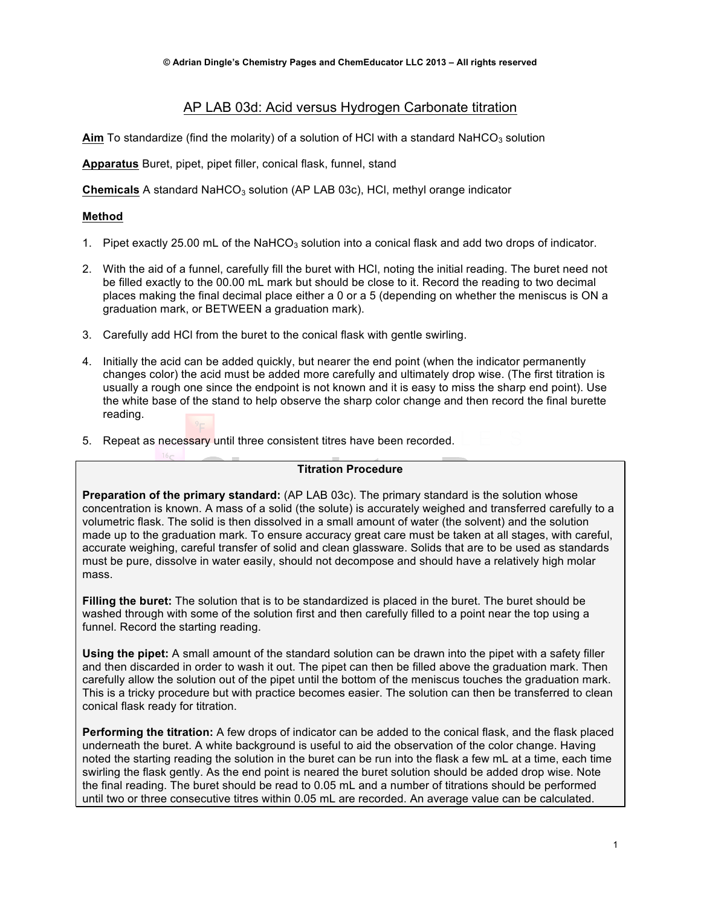© Adrian Dingle's Chemistry Pages and ChemEducator LLC 2013 – All rights reserved

# AP LAB 03d: Acid versus Hydrogen Carbonate titration

**Aim** To standardize (find the molarity) of a solution of HCl with a standard $NaHCO_3$ solution

**Apparatus** Buret, pipet, pipet filler, conical flask, funnel, stand

**Chemicals** A standard $NaHCO_3$ solution (AP LAB 03c), HCl, methyl orange indicator

## Method

1. Pipet exactly 25.00 mL of the $NaHCO_3$ solution into a conical flask and add two drops of indicator.

2. With the aid of a funnel, carefully fill the buret with HCl, noting the initial reading. The buret need not be filled exactly to the 00.00 mL mark but should be close to it. Record the reading to two decimal places making the final decimal place either a 0 or a 5 (depending on whether the meniscus is ON a graduation mark, or BETWEEN a graduation mark).

3. Carefully add HCl from the buret to the conical flask with gentle swirling.

4. Initially the acid can be added quickly, but nearer the end point (when the indicator permanently changes color) the acid must be added more carefully and ultimately drop wise. (The first titration is usually a rough one since the endpoint is not known and it is easy to miss the sharp end point). Use the white base of the stand to help observe the sharp color change and then record the final burette reading.

5. Repeat as necessary until three consistent titres have been recorded.

---

**Titration Procedure**

**Preparation of the primary standard:** (AP LAB 03c). The primary standard is the solution whose concentration is known. A mass of a solid (the solute) is accurately weighed and transferred carefully to a volumetric flask. The solid is then dissolved in a small amount of water (the solvent) and the solution made up to the graduation mark. To ensure accuracy great care must be taken at all stages, with careful, accurate weighing, careful transfer of solid and clean glassware. Solids that are to be used as standards must be pure, dissolve in water easily, should not decompose and should have a relatively high molar mass.

**Filling the buret:** The solution that is to be standardized is placed in the buret. The buret should be washed through with some of the solution first and then carefully filled to a point near the top using a funnel. Record the starting reading.

**Using the pipet:** A small amount of the standard solution can be drawn into the pipet with a safety filler and then discarded in order to wash it out. The pipet can then be filled above the graduation mark. Then carefully allow the solution out of the pipet until the bottom of the meniscus touches the graduation mark. This is a tricky procedure but with practice becomes easier. The solution can then be transferred to clean conical flask ready for titration.

**Performing the titration:** A few drops of indicator can be added to the conical flask, and the flask placed underneath the buret. A white background is useful to aid the observation of the color change. Having noted the starting reading the solution in the buret can be run into the flask a few mL at a time, each time swirling the flask gently. As the end point is neared the buret solution should be added drop wise. Note the final reading. The buret should be read to 0.05 mL and a number of titrations should be performed until two or three consecutive titres within 0.05 mL are recorded. An average value can be calculated.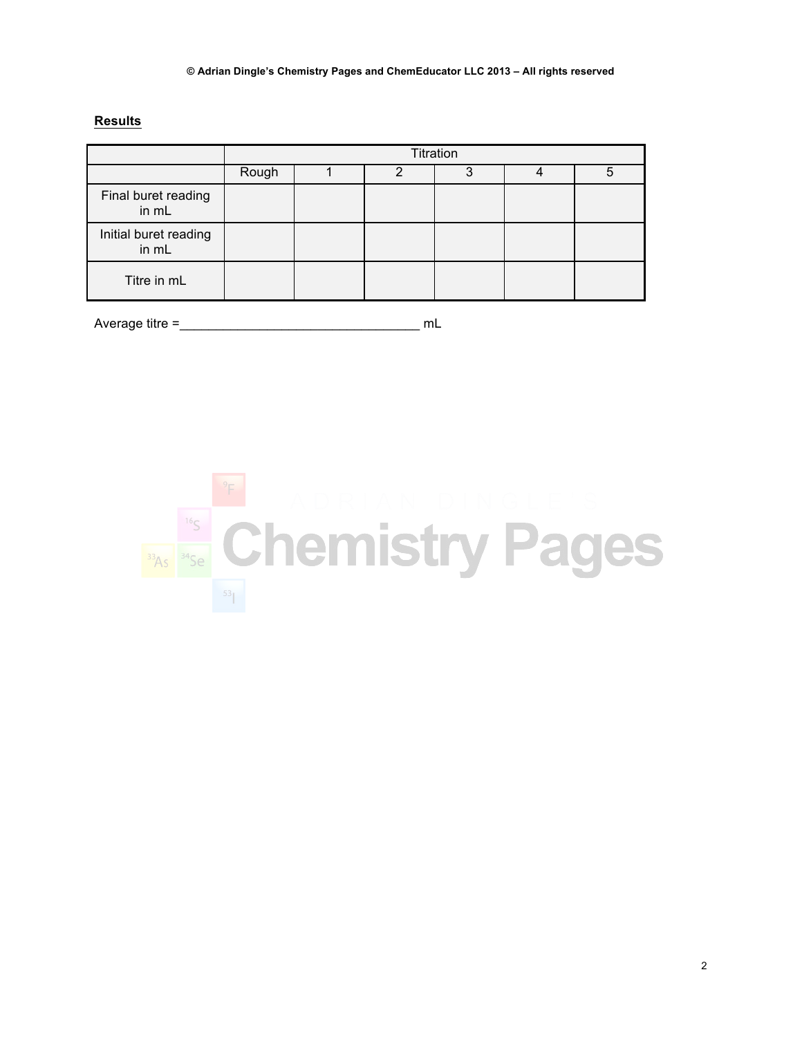**Results**

| | Titration | | | | | |
|---|---|---|---|---|---|---|
| | Rough | 1 | 2 | 3 | 4 | 5 |
| Final buret reading in mL | | | | | | |
| Initial buret reading in mL | | | | | | |
| Titre in mL | | | | | | |

Average titre =_________________________________ mL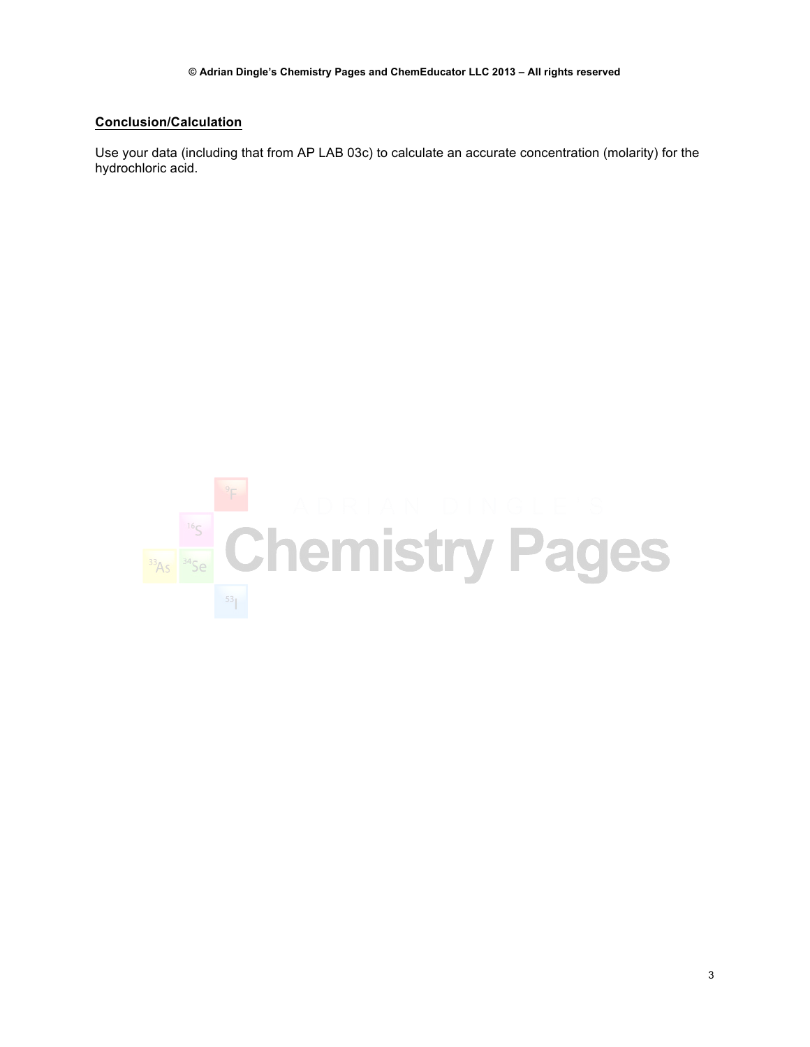**Conclusion/Calculation**

Use your data (including that from AP LAB 03c) to calculate an accurate concentration (molarity) for the hydrochloric acid.